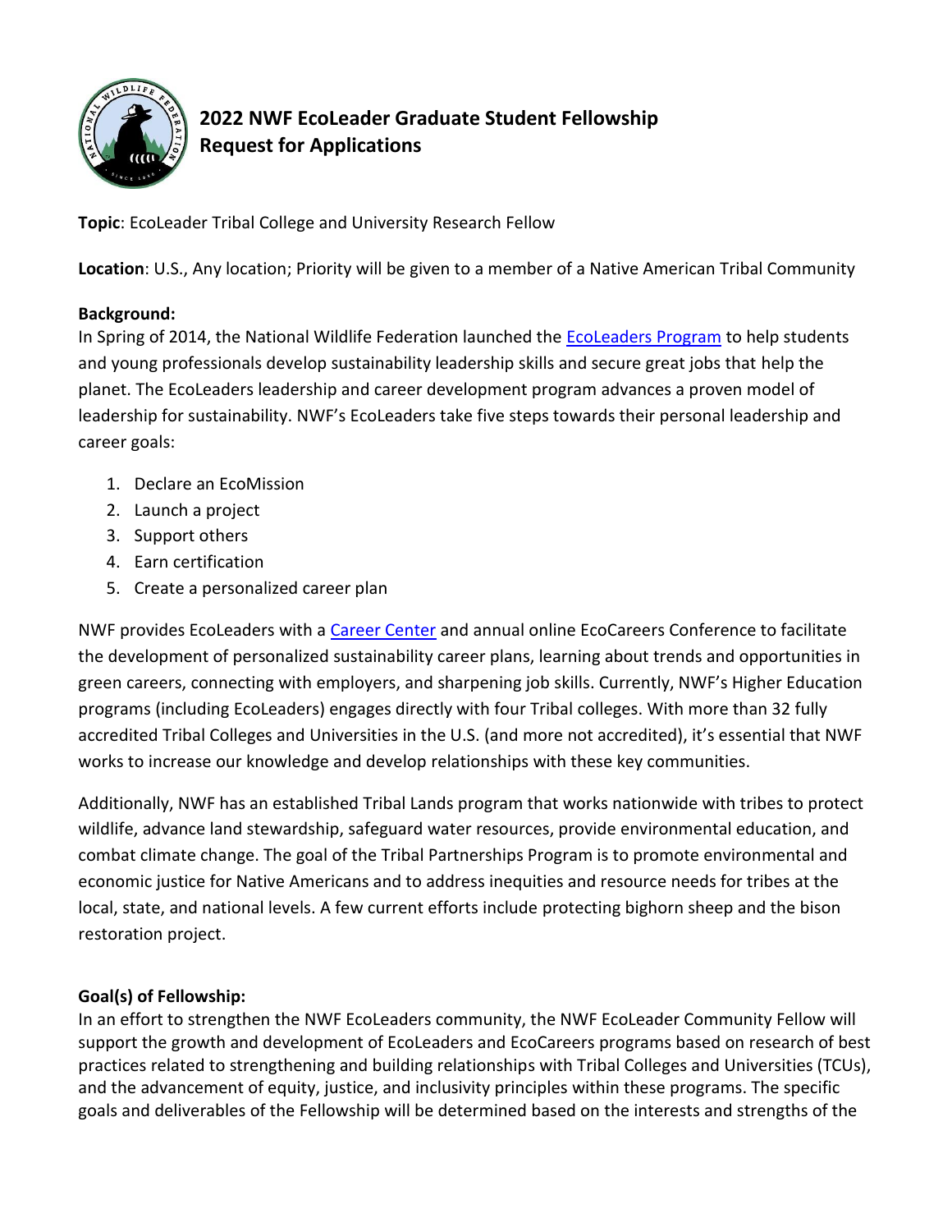# 2022 NWF EcoLeader Graduate Student Fellowship Request for Applications

**Topic**: EcoLeader Tribal College and University Research Fellow

**Location**: U.S., Any location; Priority will be given to a member of a Native American Tribal Community

**Background:**

In Spring of 2014, the National Wildlife Federation launched the EcoLeaders Program to help students and young professionals develop sustainability leadership skills and secure great jobs that help the planet. The EcoLeaders leadership and career development program advances a proven model of leadership for sustainability. NWF's EcoLeaders take five steps towards their personal leadership and career goals:

1. Declare an EcoMission
2. Launch a project
3. Support others
4. Earn certification
5. Create a personalized career plan

NWF provides EcoLeaders with a Career Center and annual online EcoCareers Conference to facilitate the development of personalized sustainability career plans, learning about trends and opportunities in green careers, connecting with employers, and sharpening job skills. Currently, NWF's Higher Education programs (including EcoLeaders) engages directly with four Tribal colleges. With more than 32 fully accredited Tribal Colleges and Universities in the U.S. (and more not accredited), it's essential that NWF works to increase our knowledge and develop relationships with these key communities.

Additionally, NWF has an established Tribal Lands program that works nationwide with tribes to protect wildlife, advance land stewardship, safeguard water resources, provide environmental education, and combat climate change. The goal of the Tribal Partnerships Program is to promote environmental and economic justice for Native Americans and to address inequities and resource needs for tribes at the local, state, and national levels. A few current efforts include protecting bighorn sheep and the bison restoration project.

**Goal(s) of Fellowship:**

In an effort to strengthen the NWF EcoLeaders community, the NWF EcoLeader Community Fellow will support the growth and development of EcoLeaders and EcoCareers programs based on research of best practices related to strengthening and building relationships with Tribal Colleges and Universities (TCUs), and the advancement of equity, justice, and inclusivity principles within these programs. The specific goals and deliverables of the Fellowship will be determined based on the interests and strengths of the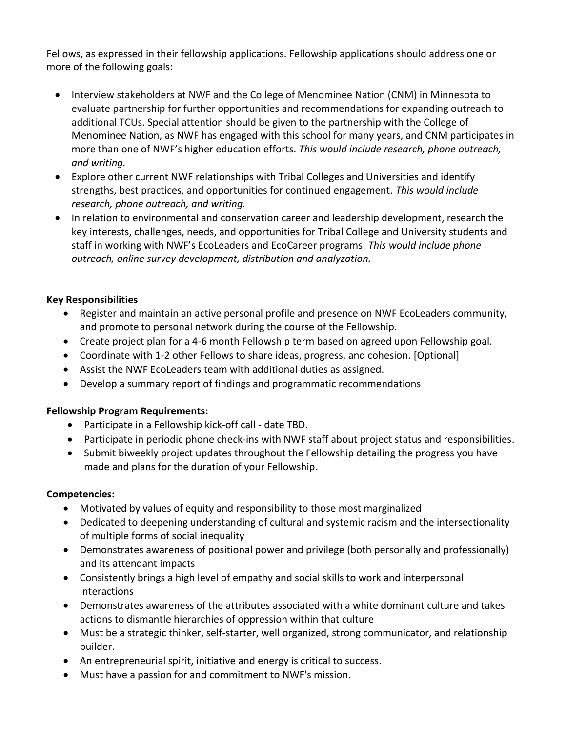Fellows, as expressed in their fellowship applications. Fellowship applications should address one or more of the following goals:

- Interview stakeholders at NWF and the College of Menominee Nation (CNM) in Minnesota to evaluate partnership for further opportunities and recommendations for expanding outreach to additional TCUs. Special attention should be given to the partnership with the College of Menominee Nation, as NWF has engaged with this school for many years, and CNM participates in more than one of NWF's higher education efforts. *This would include research, phone outreach, and writing.*
- Explore other current NWF relationships with Tribal Colleges and Universities and identify strengths, best practices, and opportunities for continued engagement. *This would include research, phone outreach, and writing.*
- In relation to environmental and conservation career and leadership development, research the key interests, challenges, needs, and opportunities for Tribal College and University students and staff in working with NWF's EcoLeaders and EcoCareer programs. *This would include phone outreach, online survey development, distribution and analyzation.*

**Key Responsibilities**

- Register and maintain an active personal profile and presence on NWF EcoLeaders community, and promote to personal network during the course of the Fellowship.
- Create project plan for a 4-6 month Fellowship term based on agreed upon Fellowship goal.
- Coordinate with 1-2 other Fellows to share ideas, progress, and cohesion. [Optional]
- Assist the NWF EcoLeaders team with additional duties as assigned.
- Develop a summary report of findings and programmatic recommendations

**Fellowship Program Requirements:**

- Participate in a Fellowship kick-off call - date TBD.
- Participate in periodic phone check-ins with NWF staff about project status and responsibilities.
- Submit biweekly project updates throughout the Fellowship detailing the progress you have made and plans for the duration of your Fellowship.

**Competencies:**

- Motivated by values of equity and responsibility to those most marginalized
- Dedicated to deepening understanding of cultural and systemic racism and the intersectionality of multiple forms of social inequality
- Demonstrates awareness of positional power and privilege (both personally and professionally) and its attendant impacts
- Consistently brings a high level of empathy and social skills to work and interpersonal interactions
- Demonstrates awareness of the attributes associated with a white dominant culture and takes actions to dismantle hierarchies of oppression within that culture
- Must be a strategic thinker, self-starter, well organized, strong communicator, and relationship builder.
- An entrepreneurial spirit, initiative and energy is critical to success.
- Must have a passion for and commitment to NWF's mission.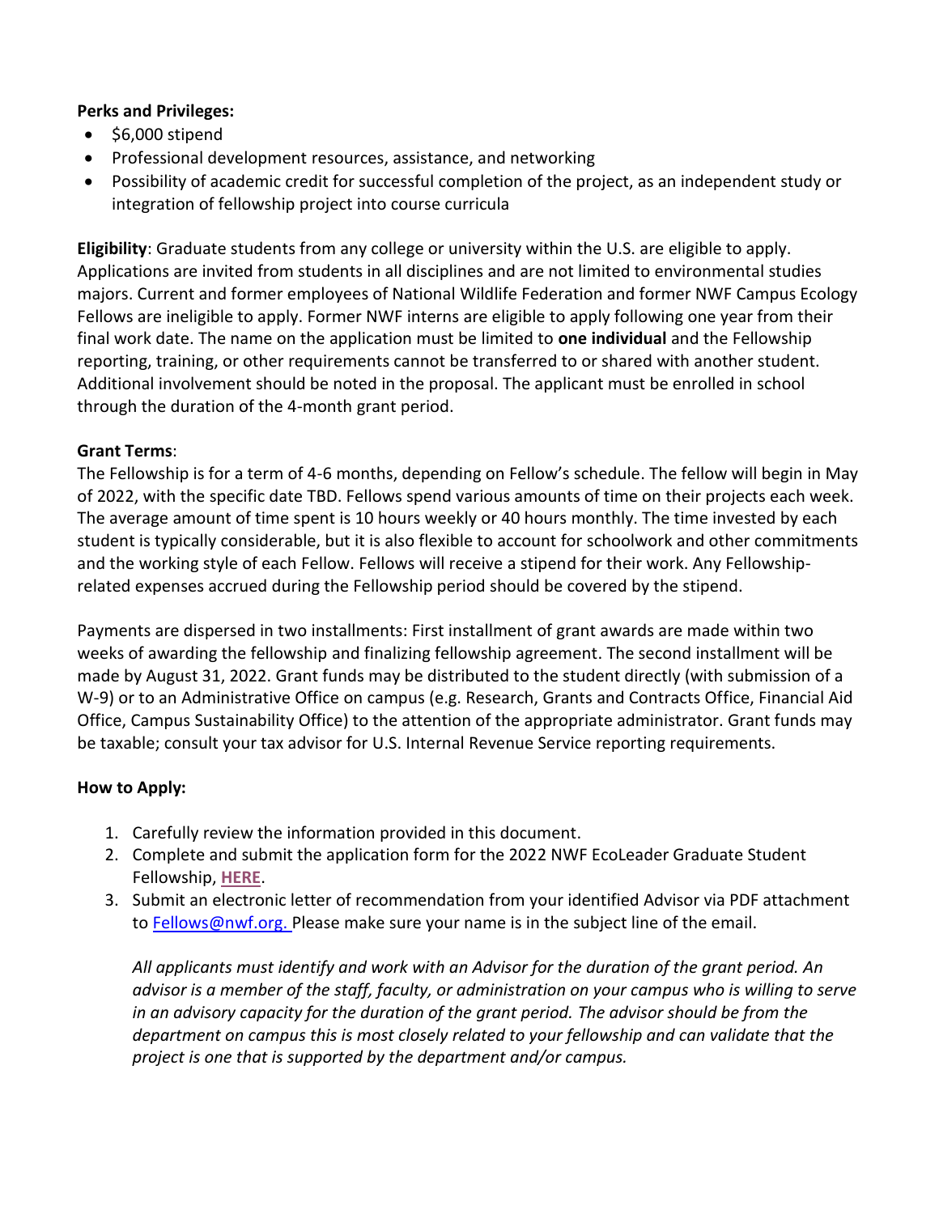**Perks and Privileges:**

- $6,000 stipend
- Professional development resources, assistance, and networking
- Possibility of academic credit for successful completion of the project, as an independent study or integration of fellowship project into course curricula

**Eligibility**: Graduate students from any college or university within the U.S. are eligible to apply. Applications are invited from students in all disciplines and are not limited to environmental studies majors. Current and former employees of National Wildlife Federation and former NWF Campus Ecology Fellows are ineligible to apply. Former NWF interns are eligible to apply following one year from their final work date. The name on the application must be limited to **one individual** and the Fellowship reporting, training, or other requirements cannot be transferred to or shared with another student. Additional involvement should be noted in the proposal. The applicant must be enrolled in school through the duration of the 4-month grant period.

**Grant Terms**:

The Fellowship is for a term of 4-6 months, depending on Fellow's schedule. The fellow will begin in May of 2022, with the specific date TBD. Fellows spend various amounts of time on their projects each week. The average amount of time spent is 10 hours weekly or 40 hours monthly. The time invested by each student is typically considerable, but it is also flexible to account for schoolwork and other commitments and the working style of each Fellow. Fellows will receive a stipend for their work. Any Fellowship-related expenses accrued during the Fellowship period should be covered by the stipend.

Payments are dispersed in two installments: First installment of grant awards are made within two weeks of awarding the fellowship and finalizing fellowship agreement. The second installment will be made by August 31, 2022. Grant funds may be distributed to the student directly (with submission of a W-9) or to an Administrative Office on campus (e.g. Research, Grants and Contracts Office, Financial Aid Office, Campus Sustainability Office) to the attention of the appropriate administrator. Grant funds may be taxable; consult your tax advisor for U.S. Internal Revenue Service reporting requirements.

**How to Apply:**

1. Carefully review the information provided in this document.
2. Complete and submit the application form for the 2022 NWF EcoLeader Graduate Student Fellowship, **HERE**.
3. Submit an electronic letter of recommendation from your identified Advisor via PDF attachment to Fellows@nwf.org. Please make sure your name is in the subject line of the email.

   *All applicants must identify and work with an Advisor for the duration of the grant period. An advisor is a member of the staff, faculty, or administration on your campus who is willing to serve in an advisory capacity for the duration of the grant period. The advisor should be from the department on campus this is most closely related to your fellowship and can validate that the project is one that is supported by the department and/or campus.*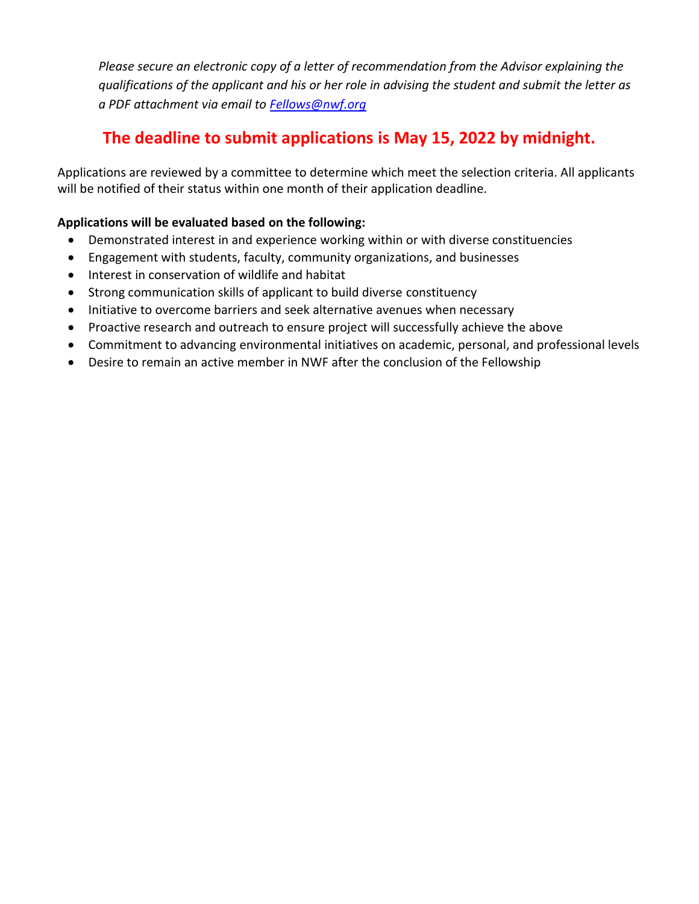*Please secure an electronic copy of a letter of recommendation from the Advisor explaining the qualifications of the applicant and his or her role in advising the student and submit the letter as a PDF attachment via email to [Fellows@nwf.org](mailto:Fellows@nwf.org)*

## The deadline to submit applications is May 15, 2022 by midnight.

Applications are reviewed by a committee to determine which meet the selection criteria. All applicants will be notified of their status within one month of their application deadline.

**Applications will be evaluated based on the following:**

- Demonstrated interest in and experience working within or with diverse constituencies
- Engagement with students, faculty, community organizations, and businesses
- Interest in conservation of wildlife and habitat
- Strong communication skills of applicant to build diverse constituency
- Initiative to overcome barriers and seek alternative avenues when necessary
- Proactive research and outreach to ensure project will successfully achieve the above
- Commitment to advancing environmental initiatives on academic, personal, and professional levels
- Desire to remain an active member in NWF after the conclusion of the Fellowship